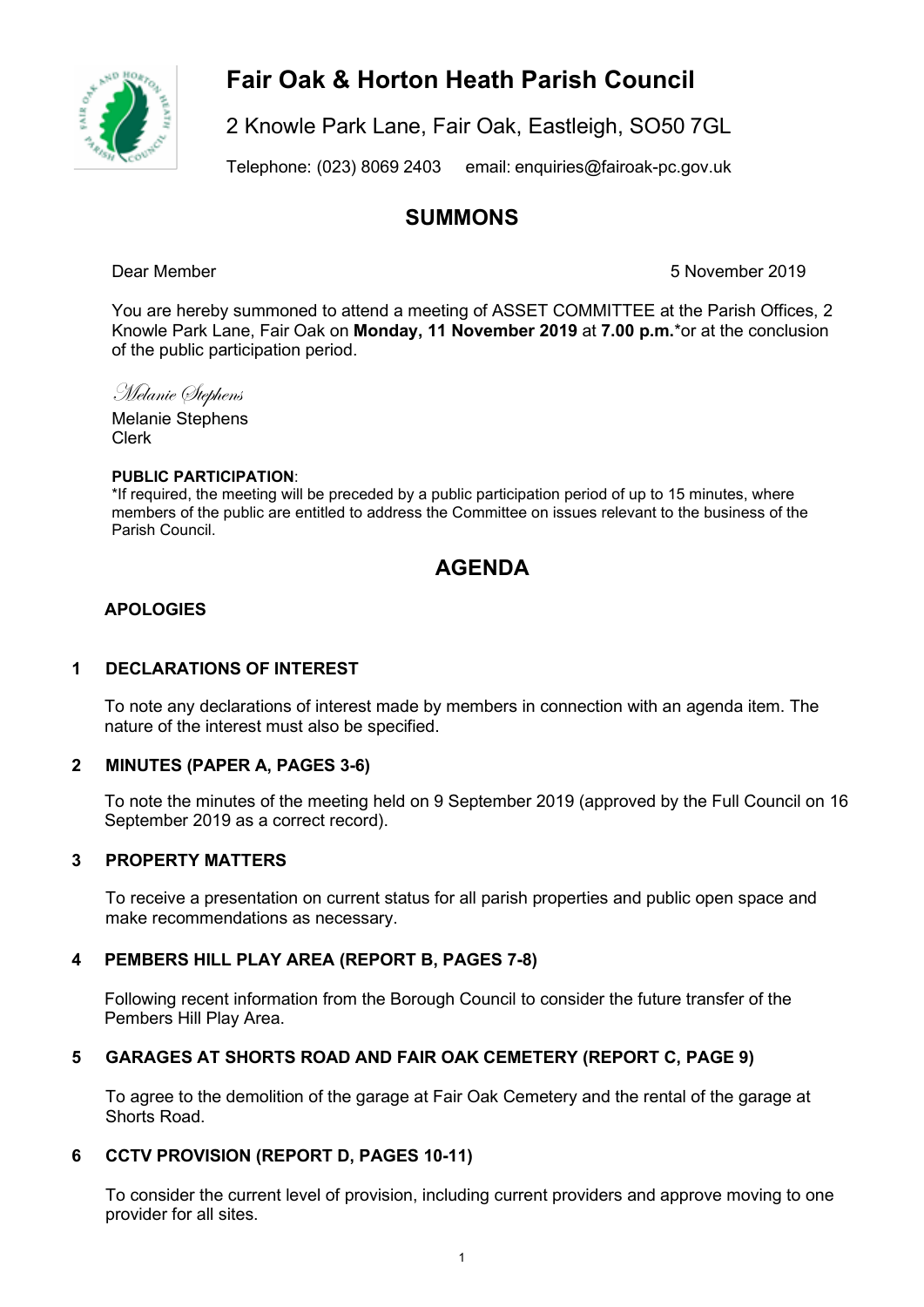# Fair Oak & Horton Heath Parish Council

2 Knowle Park Lane, Fair Oak, Eastleigh, SO50 7GL

Telephone: (023) 8069 2403 email: enquiries@fairoak-pc.gov.uk

## SUMMONS

Dear Member

5 November 2019

You are hereby summoned to attend a meeting of ASSET COMMITTEE at the Parish Offices, 2 Knowle Park Lane, Fair Oak on **Monday, 11 November 2019** at **7.00 p.m.***or at the conclusion of the public participation period.

*Melanie Stephens*

Melanie Stephens
Clerk

**PUBLIC PARTICIPATION**:
*If required, the meeting will be preceded by a public participation period of up to 15 minutes, where members of the public are entitled to address the Committee on issues relevant to the business of the Parish Council.

## AGENDA

**APOLOGIES**

**1 DECLARATIONS OF INTEREST**

To note any declarations of interest made by members in connection with an agenda item. The nature of the interest must also be specified.

**2 MINUTES (PAPER A, PAGES 3-6)**

To note the minutes of the meeting held on 9 September 2019 (approved by the Full Council on 16 September 2019 as a correct record).

**3 PROPERTY MATTERS**

To receive a presentation on current status for all parish properties and public open space and make recommendations as necessary.

**4 PEMBERS HILL PLAY AREA (REPORT B, PAGES 7-8)**

Following recent information from the Borough Council to consider the future transfer of the Pembers Hill Play Area.

**5 GARAGES AT SHORTS ROAD AND FAIR OAK CEMETERY (REPORT C, PAGE 9)**

To agree to the demolition of the garage at Fair Oak Cemetery and the rental of the garage at Shorts Road.

**6 CCTV PROVISION (REPORT D, PAGES 10-11)**

To consider the current level of provision, including current providers and approve moving to one provider for all sites.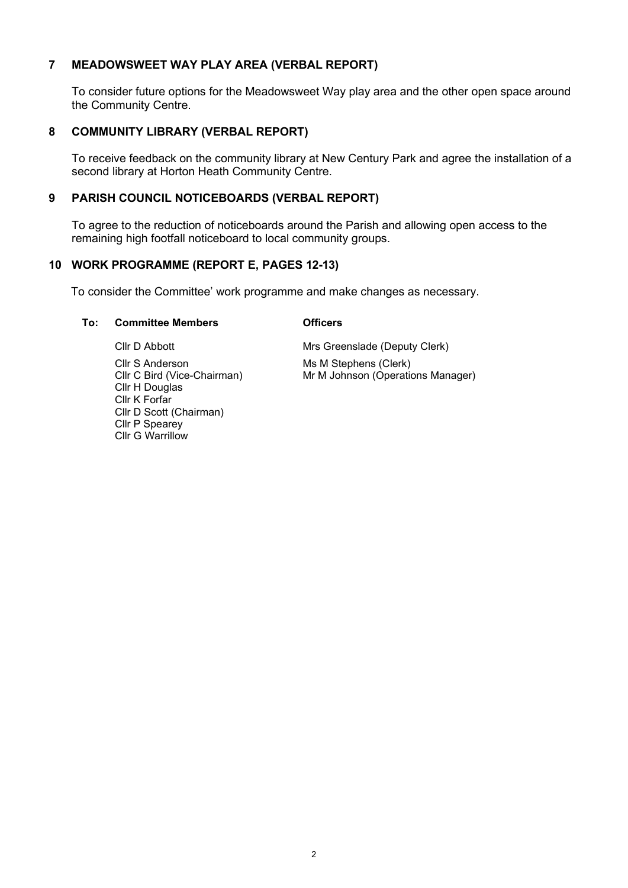## 7 MEADOWSWEET WAY PLAY AREA (VERBAL REPORT)

To consider future options for the Meadowsweet Way play area and the other open space around the Community Centre.

## 8 COMMUNITY LIBRARY (VERBAL REPORT)

To receive feedback on the community library at New Century Park and agree the installation of a second library at Horton Heath Community Centre.

## 9 PARISH COUNCIL NOTICEBOARDS (VERBAL REPORT)

To agree to the reduction of noticeboards around the Parish and allowing open access to the remaining high footfall noticeboard to local community groups.

## 10 WORK PROGRAMME (REPORT E, PAGES 12-13)

To consider the Committee' work programme and make changes as necessary.

| To: | Committee Members | Officers |
|---|---|---|
| | Cllr D Abbott | Mrs Greenslade (Deputy Clerk) |
| | Cllr S Anderson | Ms M Stephens (Clerk) |
| | Cllr C Bird (Vice-Chairman) | Mr M Johnson (Operations Manager) |
| | Cllr H Douglas | |
| | Cllr K Forfar | |
| | Cllr D Scott (Chairman) | |
| | Cllr P Spearey | |
| | Cllr G Warrillow | |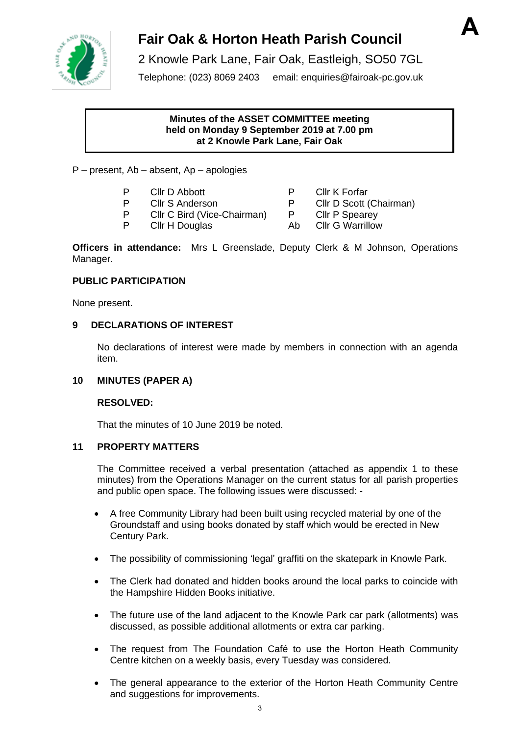**A**

# Fair Oak & Horton Heath Parish Council

2 Knowle Park Lane, Fair Oak, Eastleigh, SO50 7GL

Telephone: (023) 8069 2403 email: enquiries@fairoak-pc.gov.uk

**Minutes of the ASSET COMMITTEE meeting held on Monday 9 September 2019 at 7.00 pm at 2 Knowle Park Lane, Fair Oak**

P – present, Ab – absent, Ap – apologies

| | | | |
|---|---|---|---|
| P | Cllr D Abbott | P | Cllr K Forfar |
| P | Cllr S Anderson | P | Cllr D Scott (Chairman) |
| P | Cllr C Bird (Vice-Chairman) | P | Cllr P Spearey |
| P | Cllr H Douglas | Ab | Cllr G Warrillow |

**Officers in attendance:** Mrs L Greenslade, Deputy Clerk & M Johnson, Operations Manager.

## PUBLIC PARTICIPATION

None present.

## 9 DECLARATIONS OF INTEREST

No declarations of interest were made by members in connection with an agenda item.

## 10 MINUTES (PAPER A)

**RESOLVED:**

That the minutes of 10 June 2019 be noted.

## 11 PROPERTY MATTERS

The Committee received a verbal presentation (attached as appendix 1 to these minutes) from the Operations Manager on the current status for all parish properties and public open space. The following issues were discussed: -

- A free Community Library had been built using recycled material by one of the Groundstaff and using books donated by staff which would be erected in New Century Park.
- The possibility of commissioning 'legal' graffiti on the skatepark in Knowle Park.
- The Clerk had donated and hidden books around the local parks to coincide with the Hampshire Hidden Books initiative.
- The future use of the land adjacent to the Knowle Park car park (allotments) was discussed, as possible additional allotments or extra car parking.
- The request from The Foundation Café to use the Horton Heath Community Centre kitchen on a weekly basis, every Tuesday was considered.
- The general appearance to the exterior of the Horton Heath Community Centre and suggestions for improvements.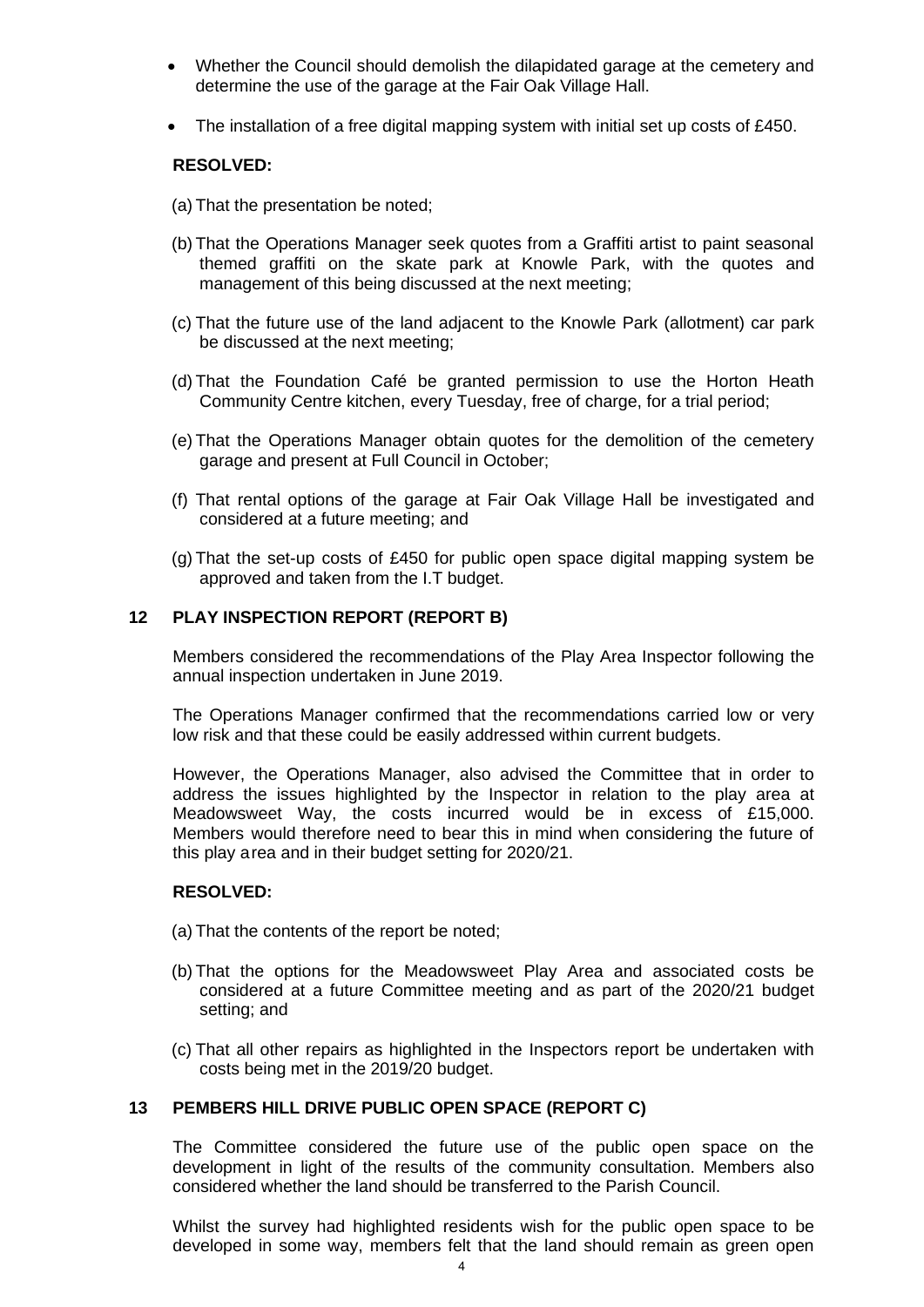- Whether the Council should demolish the dilapidated garage at the cemetery and determine the use of the garage at the Fair Oak Village Hall.

- The installation of a free digital mapping system with initial set up costs of £450.

**RESOLVED:**

(a) That the presentation be noted;

(b) That the Operations Manager seek quotes from a Graffiti artist to paint seasonal themed graffiti on the skate park at Knowle Park, with the quotes and management of this being discussed at the next meeting;

(c) That the future use of the land adjacent to the Knowle Park (allotment) car park be discussed at the next meeting;

(d) That the Foundation Café be granted permission to use the Horton Heath Community Centre kitchen, every Tuesday, free of charge, for a trial period;

(e) That the Operations Manager obtain quotes for the demolition of the cemetery garage and present at Full Council in October;

(f) That rental options of the garage at Fair Oak Village Hall be investigated and considered at a future meeting; and

(g) That the set-up costs of £450 for public open space digital mapping system be approved and taken from the I.T budget.

## 12 PLAY INSPECTION REPORT (REPORT B)

Members considered the recommendations of the Play Area Inspector following the annual inspection undertaken in June 2019.

The Operations Manager confirmed that the recommendations carried low or very low risk and that these could be easily addressed within current budgets.

However, the Operations Manager, also advised the Committee that in order to address the issues highlighted by the Inspector in relation to the play area at Meadowsweet Way, the costs incurred would be in excess of £15,000. Members would therefore need to bear this in mind when considering the future of this play area and in their budget setting for 2020/21.

**RESOLVED:**

(a) That the contents of the report be noted;

(b) That the options for the Meadowsweet Play Area and associated costs be considered at a future Committee meeting and as part of the 2020/21 budget setting; and

(c) That all other repairs as highlighted in the Inspectors report be undertaken with costs being met in the 2019/20 budget.

## 13 PEMBERS HILL DRIVE PUBLIC OPEN SPACE (REPORT C)

The Committee considered the future use of the public open space on the development in light of the results of the community consultation. Members also considered whether the land should be transferred to the Parish Council.

Whilst the survey had highlighted residents wish for the public open space to be developed in some way, members felt that the land should remain as green open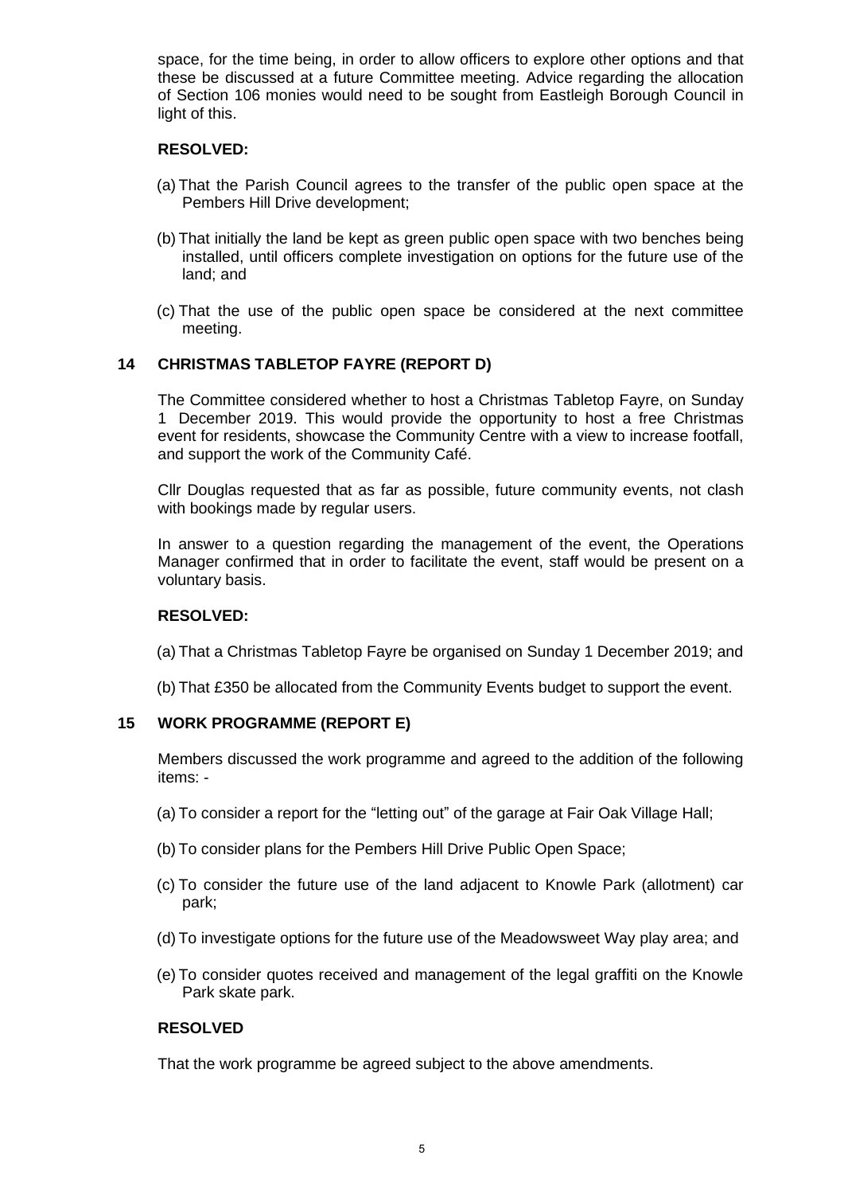space, for the time being, in order to allow officers to explore other options and that these be discussed at a future Committee meeting. Advice regarding the allocation of Section 106 monies would need to be sought from Eastleigh Borough Council in light of this.

**RESOLVED:**

(a) That the Parish Council agrees to the transfer of the public open space at the Pembers Hill Drive development;

(b) That initially the land be kept as green public open space with two benches being installed, until officers complete investigation on options for the future use of the land; and

(c) That the use of the public open space be considered at the next committee meeting.

## 14 CHRISTMAS TABLETOP FAYRE (REPORT D)

The Committee considered whether to host a Christmas Tabletop Fayre, on Sunday 1 December 2019. This would provide the opportunity to host a free Christmas event for residents, showcase the Community Centre with a view to increase footfall, and support the work of the Community Café.

Cllr Douglas requested that as far as possible, future community events, not clash with bookings made by regular users.

In answer to a question regarding the management of the event, the Operations Manager confirmed that in order to facilitate the event, staff would be present on a voluntary basis.

**RESOLVED:**

(a) That a Christmas Tabletop Fayre be organised on Sunday 1 December 2019; and

(b) That £350 be allocated from the Community Events budget to support the event.

## 15 WORK PROGRAMME (REPORT E)

Members discussed the work programme and agreed to the addition of the following items: -

(a) To consider a report for the "letting out" of the garage at Fair Oak Village Hall;

(b) To consider plans for the Pembers Hill Drive Public Open Space;

(c) To consider the future use of the land adjacent to Knowle Park (allotment) car park;

(d) To investigate options for the future use of the Meadowsweet Way play area; and

(e) To consider quotes received and management of the legal graffiti on the Knowle Park skate park.

**RESOLVED**

That the work programme be agreed subject to the above amendments.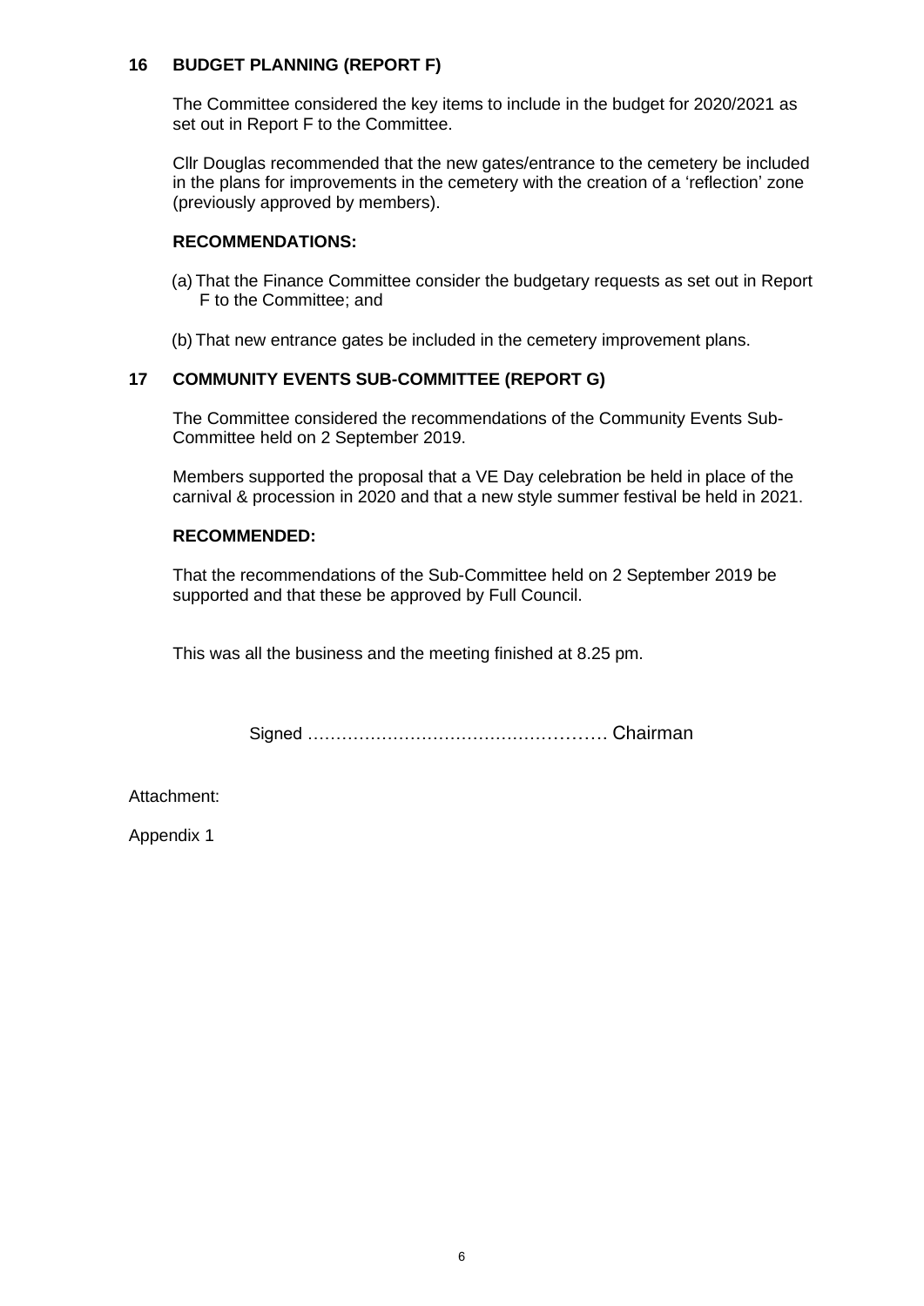## 16 BUDGET PLANNING (REPORT F)

The Committee considered the key items to include in the budget for 2020/2021 as set out in Report F to the Committee.

Cllr Douglas recommended that the new gates/entrance to the cemetery be included in the plans for improvements in the cemetery with the creation of a 'reflection' zone (previously approved by members).

**RECOMMENDATIONS:**

(a) That the Finance Committee consider the budgetary requests as set out in Report F to the Committee; and

(b) That new entrance gates be included in the cemetery improvement plans.

## 17 COMMUNITY EVENTS SUB-COMMITTEE (REPORT G)

The Committee considered the recommendations of the Community Events Sub-Committee held on 2 September 2019.

Members supported the proposal that a VE Day celebration be held in place of the carnival & procession in 2020 and that a new style summer festival be held in 2021.

**RECOMMENDED:**

That the recommendations of the Sub-Committee held on 2 September 2019 be supported and that these be approved by Full Council.

This was all the business and the meeting finished at 8.25 pm.

Signed …………………………………………… Chairman

Attachment:

Appendix 1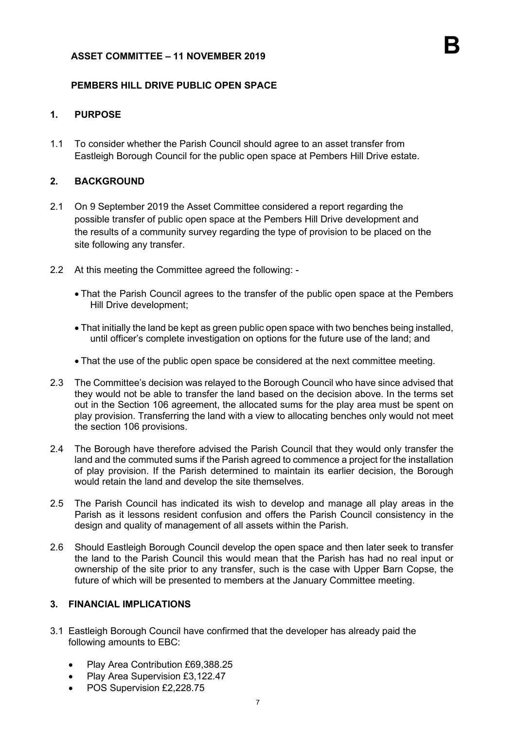**B**

## ASSET COMMITTEE – 11 NOVEMBER 2019

## PEMBERS HILL DRIVE PUBLIC OPEN SPACE

### 1. PURPOSE

1.1 To consider whether the Parish Council should agree to an asset transfer from Eastleigh Borough Council for the public open space at Pembers Hill Drive estate.

### 2. BACKGROUND

2.1 On 9 September 2019 the Asset Committee considered a report regarding the possible transfer of public open space at the Pembers Hill Drive development and the results of a community survey regarding the type of provision to be placed on the site following any transfer.

2.2 At this meeting the Committee agreed the following: -

- That the Parish Council agrees to the transfer of the public open space at the Pembers Hill Drive development;
- That initially the land be kept as green public open space with two benches being installed, until officer's complete investigation on options for the future use of the land; and
- That the use of the public open space be considered at the next committee meeting.

2.3 The Committee's decision was relayed to the Borough Council who have since advised that they would not be able to transfer the land based on the decision above. In the terms set out in the Section 106 agreement, the allocated sums for the play area must be spent on play provision. Transferring the land with a view to allocating benches only would not meet the section 106 provisions.

2.4 The Borough have therefore advised the Parish Council that they would only transfer the land and the commuted sums if the Parish agreed to commence a project for the installation of play provision. If the Parish determined to maintain its earlier decision, the Borough would retain the land and develop the site themselves.

2.5 The Parish Council has indicated its wish to develop and manage all play areas in the Parish as it lessons resident confusion and offers the Parish Council consistency in the design and quality of management of all assets within the Parish.

2.6 Should Eastleigh Borough Council develop the open space and then later seek to transfer the land to the Parish Council this would mean that the Parish has had no real input or ownership of the site prior to any transfer, such is the case with Upper Barn Copse, the future of which will be presented to members at the January Committee meeting.

### 3. FINANCIAL IMPLICATIONS

3.1 Eastleigh Borough Council have confirmed that the developer has already paid the following amounts to EBC:

- Play Area Contribution £69,388.25
- Play Area Supervision £3,122.47
- POS Supervision £2,228.75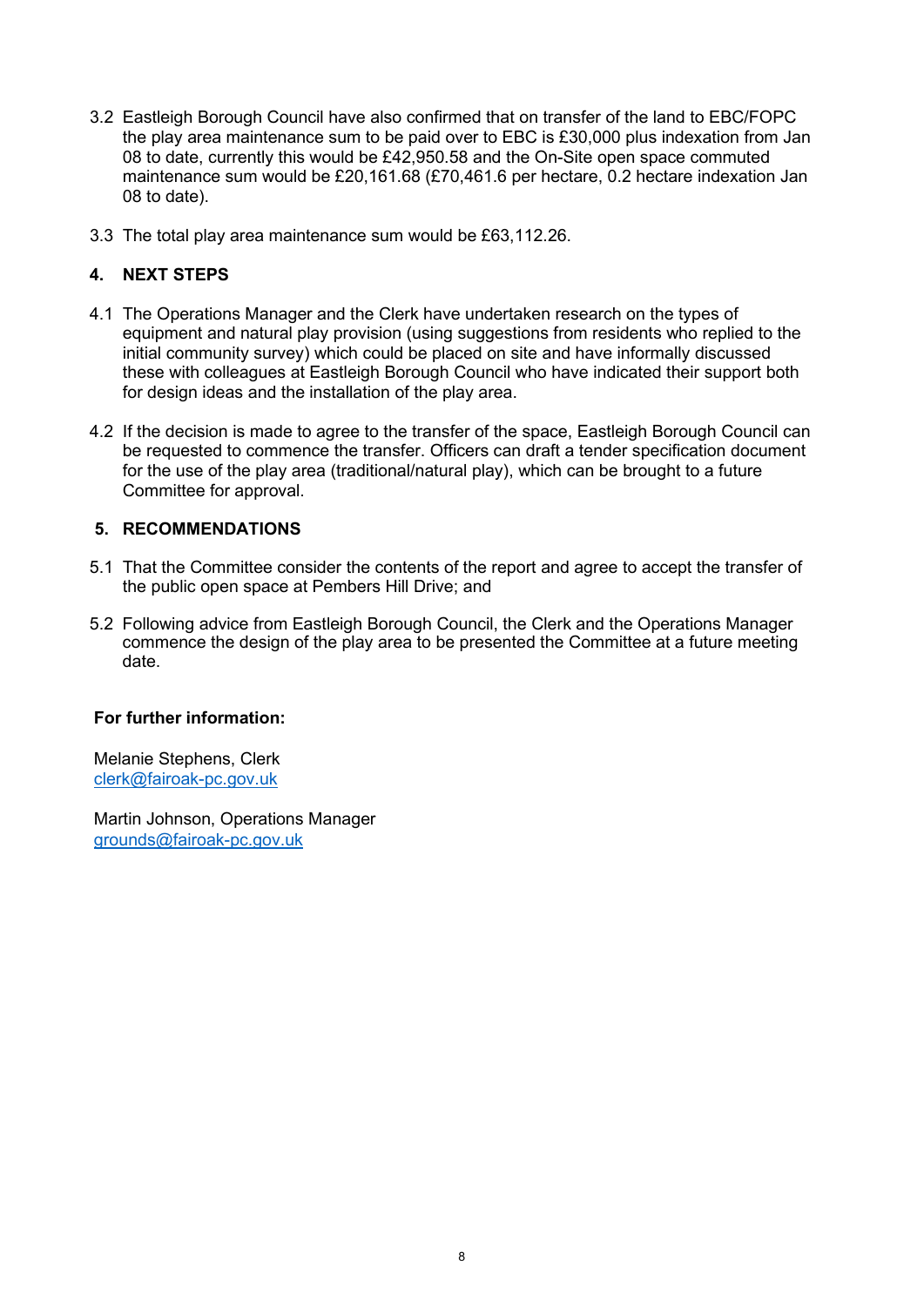3.2 Eastleigh Borough Council have also confirmed that on transfer of the land to EBC/FOPC the play area maintenance sum to be paid over to EBC is £30,000 plus indexation from Jan 08 to date, currently this would be £42,950.58 and the On-Site open space commuted maintenance sum would be £20,161.68 (£70,461.6 per hectare, 0.2 hectare indexation Jan 08 to date).

3.3 The total play area maintenance sum would be £63,112.26.

## 4. NEXT STEPS

4.1 The Operations Manager and the Clerk have undertaken research on the types of equipment and natural play provision (using suggestions from residents who replied to the initial community survey) which could be placed on site and have informally discussed these with colleagues at Eastleigh Borough Council who have indicated their support both for design ideas and the installation of the play area.

4.2 If the decision is made to agree to the transfer of the space, Eastleigh Borough Council can be requested to commence the transfer. Officers can draft a tender specification document for the use of the play area (traditional/natural play), which can be brought to a future Committee for approval.

## 5. RECOMMENDATIONS

5.1 That the Committee consider the contents of the report and agree to accept the transfer of the public open space at Pembers Hill Drive; and

5.2 Following advice from Eastleigh Borough Council, the Clerk and the Operations Manager commence the design of the play area to be presented the Committee at a future meeting date.

**For further information:**

Melanie Stephens, Clerk
clerk@fairoak-pc.gov.uk

Martin Johnson, Operations Manager
grounds@fairoak-pc.gov.uk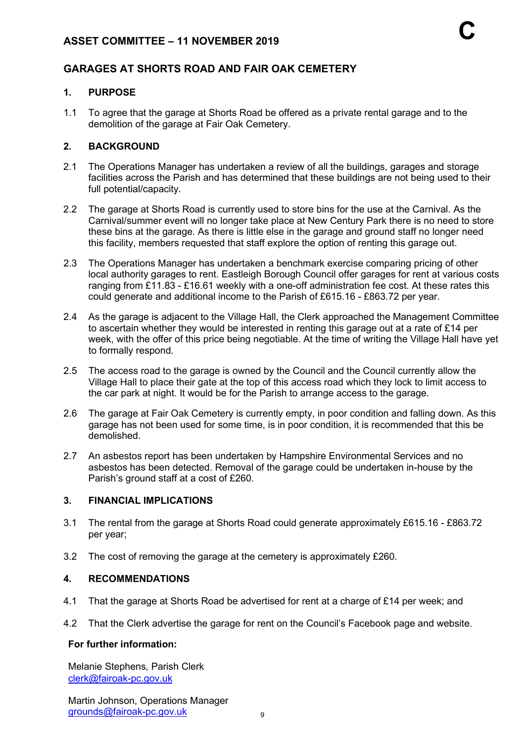**C**

# ASSET COMMITTEE – 11 NOVEMBER 2019

## GARAGES AT SHORTS ROAD AND FAIR OAK CEMETERY

### 1. PURPOSE

1.1 To agree that the garage at Shorts Road be offered as a private rental garage and to the demolition of the garage at Fair Oak Cemetery.

### 2. BACKGROUND

2.1 The Operations Manager has undertaken a review of all the buildings, garages and storage facilities across the Parish and has determined that these buildings are not being used to their full potential/capacity.

2.2 The garage at Shorts Road is currently used to store bins for the use at the Carnival. As the Carnival/summer event will no longer take place at New Century Park there is no need to store these bins at the garage. As there is little else in the garage and ground staff no longer need this facility, members requested that staff explore the option of renting this garage out.

2.3 The Operations Manager has undertaken a benchmark exercise comparing pricing of other local authority garages to rent. Eastleigh Borough Council offer garages for rent at various costs ranging from £11.83 - £16.61 weekly with a one-off administration fee cost. At these rates this could generate and additional income to the Parish of £615.16 - £863.72 per year.

2.4 As the garage is adjacent to the Village Hall, the Clerk approached the Management Committee to ascertain whether they would be interested in renting this garage out at a rate of £14 per week, with the offer of this price being negotiable. At the time of writing the Village Hall have yet to formally respond.

2.5 The access road to the garage is owned by the Council and the Council currently allow the Village Hall to place their gate at the top of this access road which they lock to limit access to the car park at night. It would be for the Parish to arrange access to the garage.

2.6 The garage at Fair Oak Cemetery is currently empty, in poor condition and falling down. As this garage has not been used for some time, is in poor condition, it is recommended that this be demolished.

2.7 An asbestos report has been undertaken by Hampshire Environmental Services and no asbestos has been detected. Removal of the garage could be undertaken in-house by the Parish's ground staff at a cost of £260.

### 3. FINANCIAL IMPLICATIONS

3.1 The rental from the garage at Shorts Road could generate approximately £615.16 - £863.72 per year;

3.2 The cost of removing the garage at the cemetery is approximately £260.

### 4. RECOMMENDATIONS

4.1 That the garage at Shorts Road be advertised for rent at a charge of £14 per week; and

4.2 That the Clerk advertise the garage for rent on the Council's Facebook page and website.

**For further information:**

Melanie Stephens, Parish Clerk
clerk@fairoak-pc.gov.uk

Martin Johnson, Operations Manager
grounds@fairoak-pc.gov.uk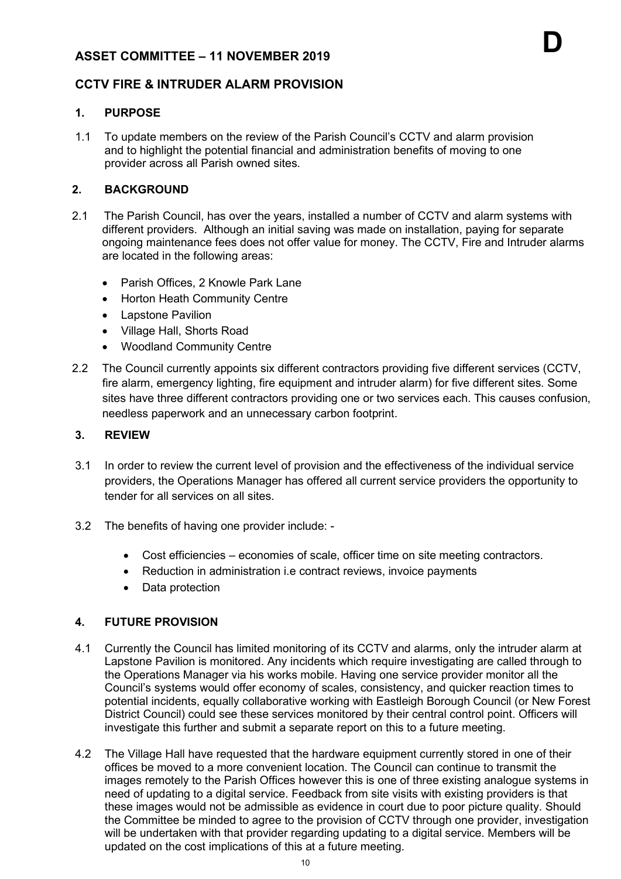**D**

## ASSET COMMITTEE – 11 NOVEMBER 2019

## CCTV FIRE & INTRUDER ALARM PROVISION

### 1. PURPOSE

1.1 To update members on the review of the Parish Council's CCTV and alarm provision and to highlight the potential financial and administration benefits of moving to one provider across all Parish owned sites.

### 2. BACKGROUND

2.1 The Parish Council, has over the years, installed a number of CCTV and alarm systems with different providers. Although an initial saving was made on installation, paying for separate ongoing maintenance fees does not offer value for money. The CCTV, Fire and Intruder alarms are located in the following areas:

- Parish Offices, 2 Knowle Park Lane
- Horton Heath Community Centre
- Lapstone Pavilion
- Village Hall, Shorts Road
- Woodland Community Centre

2.2 The Council currently appoints six different contractors providing five different services (CCTV, fire alarm, emergency lighting, fire equipment and intruder alarm) for five different sites. Some sites have three different contractors providing one or two services each. This causes confusion, needless paperwork and an unnecessary carbon footprint.

### 3. REVIEW

3.1 In order to review the current level of provision and the effectiveness of the individual service providers, the Operations Manager has offered all current service providers the opportunity to tender for all services on all sites.

3.2 The benefits of having one provider include: -

- Cost efficiencies – economies of scale, officer time on site meeting contractors.
- Reduction in administration i.e contract reviews, invoice payments
- Data protection

### 4. FUTURE PROVISION

4.1 Currently the Council has limited monitoring of its CCTV and alarms, only the intruder alarm at Lapstone Pavilion is monitored. Any incidents which require investigating are called through to the Operations Manager via his works mobile. Having one service provider monitor all the Council's systems would offer economy of scales, consistency, and quicker reaction times to potential incidents, equally collaborative working with Eastleigh Borough Council (or New Forest District Council) could see these services monitored by their central control point. Officers will investigate this further and submit a separate report on this to a future meeting.

4.2 The Village Hall have requested that the hardware equipment currently stored in one of their offices be moved to a more convenient location. The Council can continue to transmit the images remotely to the Parish Offices however this is one of three existing analogue systems in need of updating to a digital service. Feedback from site visits with existing providers is that these images would not be admissible as evidence in court due to poor picture quality. Should the Committee be minded to agree to the provision of CCTV through one provider, investigation will be undertaken with that provider regarding updating to a digital service. Members will be updated on the cost implications of this at a future meeting.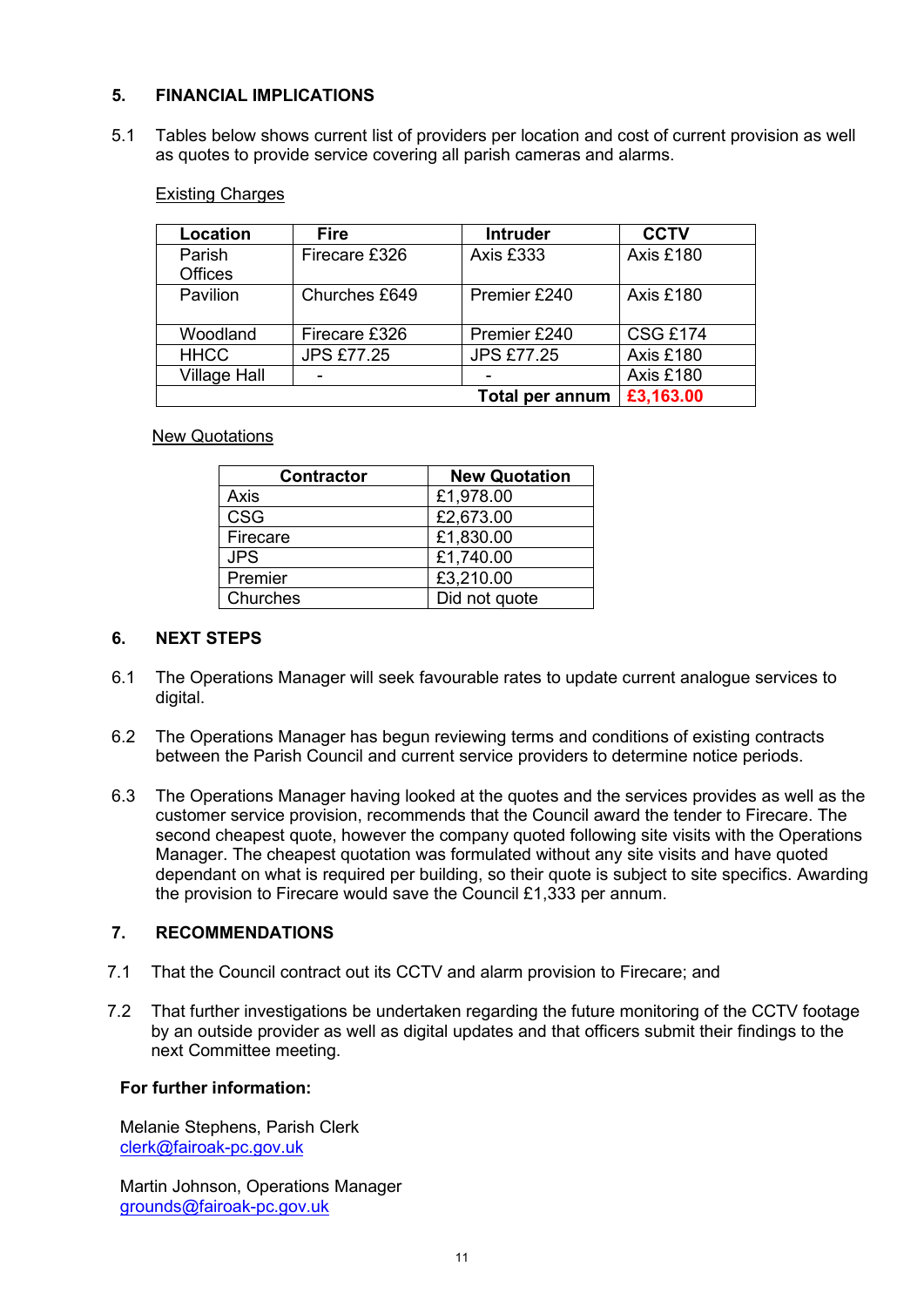## 5. FINANCIAL IMPLICATIONS

5.1 Tables below shows current list of providers per location and cost of current provision as well as quotes to provide service covering all parish cameras and alarms.

Existing Charges

| Location | Fire | Intruder | CCTV |
|---|---|---|---|
| Parish Offices | Firecare £326 | Axis £333 | Axis £180 |
| Pavilion | Churches £649 | Premier £240 | Axis £180 |
| Woodland | Firecare £326 | Premier £240 | CSG £174 |
| HHCC | JPS £77.25 | JPS £77.25 | Axis £180 |
| Village Hall | - | - | Axis £180 |
| | | **Total per annum** | **£3,163.00** |

New Quotations

| Contractor | New Quotation |
|---|---|
| Axis | £1,978.00 |
| CSG | £2,673.00 |
| Firecare | £1,830.00 |
| JPS | £1,740.00 |
| Premier | £3,210.00 |
| Churches | Did not quote |

## 6. NEXT STEPS

6.1 The Operations Manager will seek favourable rates to update current analogue services to digital.

6.2 The Operations Manager has begun reviewing terms and conditions of existing contracts between the Parish Council and current service providers to determine notice periods.

6.3 The Operations Manager having looked at the quotes and the services provides as well as the customer service provision, recommends that the Council award the tender to Firecare. The second cheapest quote, however the company quoted following site visits with the Operations Manager. The cheapest quotation was formulated without any site visits and have quoted dependant on what is required per building, so their quote is subject to site specifics. Awarding the provision to Firecare would save the Council £1,333 per annum.

## 7. RECOMMENDATIONS

7.1 That the Council contract out its CCTV and alarm provision to Firecare; and

7.2 That further investigations be undertaken regarding the future monitoring of the CCTV footage by an outside provider as well as digital updates and that officers submit their findings to the next Committee meeting.

**For further information:**

Melanie Stephens, Parish Clerk
clerk@fairoak-pc.gov.uk

Martin Johnson, Operations Manager
grounds@fairoak-pc.gov.uk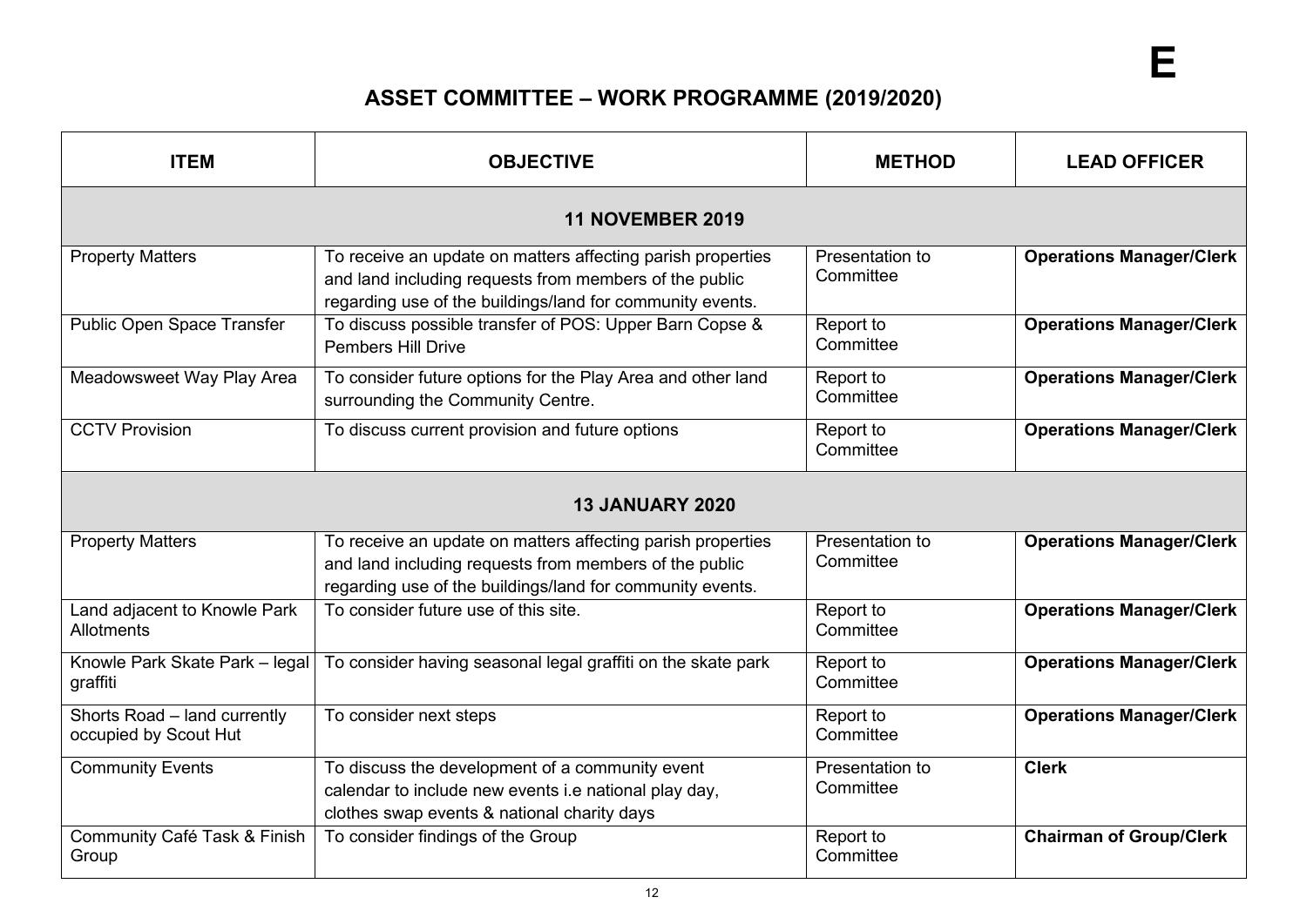**E**

# ASSET COMMITTEE – WORK PROGRAMME (2019/2020)

| ITEM | OBJECTIVE | METHOD | LEAD OFFICER |
|---|---|---|---|
| **11 NOVEMBER 2019** | | | |
| Property Matters | To receive an update on matters affecting parish properties and land including requests from members of the public regarding use of the buildings/land for community events. | Presentation to Committee | **Operations Manager/Clerk** |
| Public Open Space Transfer | To discuss possible transfer of POS: Upper Barn Copse & Pembers Hill Drive | Report to Committee | **Operations Manager/Clerk** |
| Meadowsweet Way Play Area | To consider future options for the Play Area and other land surrounding the Community Centre. | Report to Committee | **Operations Manager/Clerk** |
| CCTV Provision | To discuss current provision and future options | Report to Committee | **Operations Manager/Clerk** |
| **13 JANUARY 2020** | | | |
| Property Matters | To receive an update on matters affecting parish properties and land including requests from members of the public regarding use of the buildings/land for community events. | Presentation to Committee | **Operations Manager/Clerk** |
| Land adjacent to Knowle Park Allotments | To consider future use of this site. | Report to Committee | **Operations Manager/Clerk** |
| Knowle Park Skate Park – legal graffiti | To consider having seasonal legal graffiti on the skate park | Report to Committee | **Operations Manager/Clerk** |
| Shorts Road – land currently occupied by Scout Hut | To consider next steps | Report to Committee | **Operations Manager/Clerk** |
| Community Events | To discuss the development of a community event calendar to include new events i.e national play day, clothes swap events & national charity days | Presentation to Committee | **Clerk** |
| Community Café Task & Finish Group | To consider findings of the Group | Report to Committee | **Chairman of Group/Clerk** |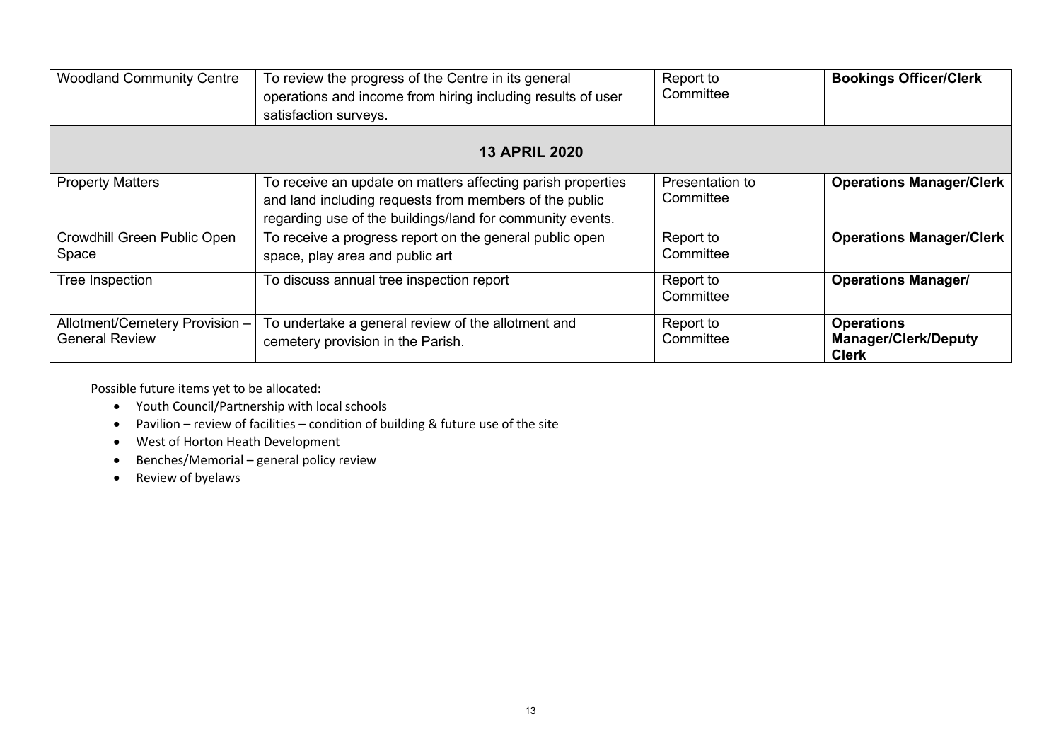| | | | |
|---|---|---|---|
| Woodland Community Centre | To review the progress of the Centre in its general operations and income from hiring including results of user satisfaction surveys. | Report to Committee | **Bookings Officer/Clerk** |
| **13 APRIL 2020** | | | |
| Property Matters | To receive an update on matters affecting parish properties and land including requests from members of the public regarding use of the buildings/land for community events. | Presentation to Committee | **Operations Manager/Clerk** |
| Crowdhill Green Public Open Space | To receive a progress report on the general public open space, play area and public art | Report to Committee | **Operations Manager/Clerk** |
| Tree Inspection | To discuss annual tree inspection report | Report to Committee | **Operations Manager/** |
| Allotment/Cemetery Provision – General Review | To undertake a general review of the allotment and cemetery provision in the Parish. | Report to Committee | **Operations Manager/Clerk/Deputy Clerk** |

Possible future items yet to be allocated:

- Youth Council/Partnership with local schools
- Pavilion – review of facilities – condition of building & future use of the site
- West of Horton Heath Development
- Benches/Memorial – general policy review
- Review of byelaws